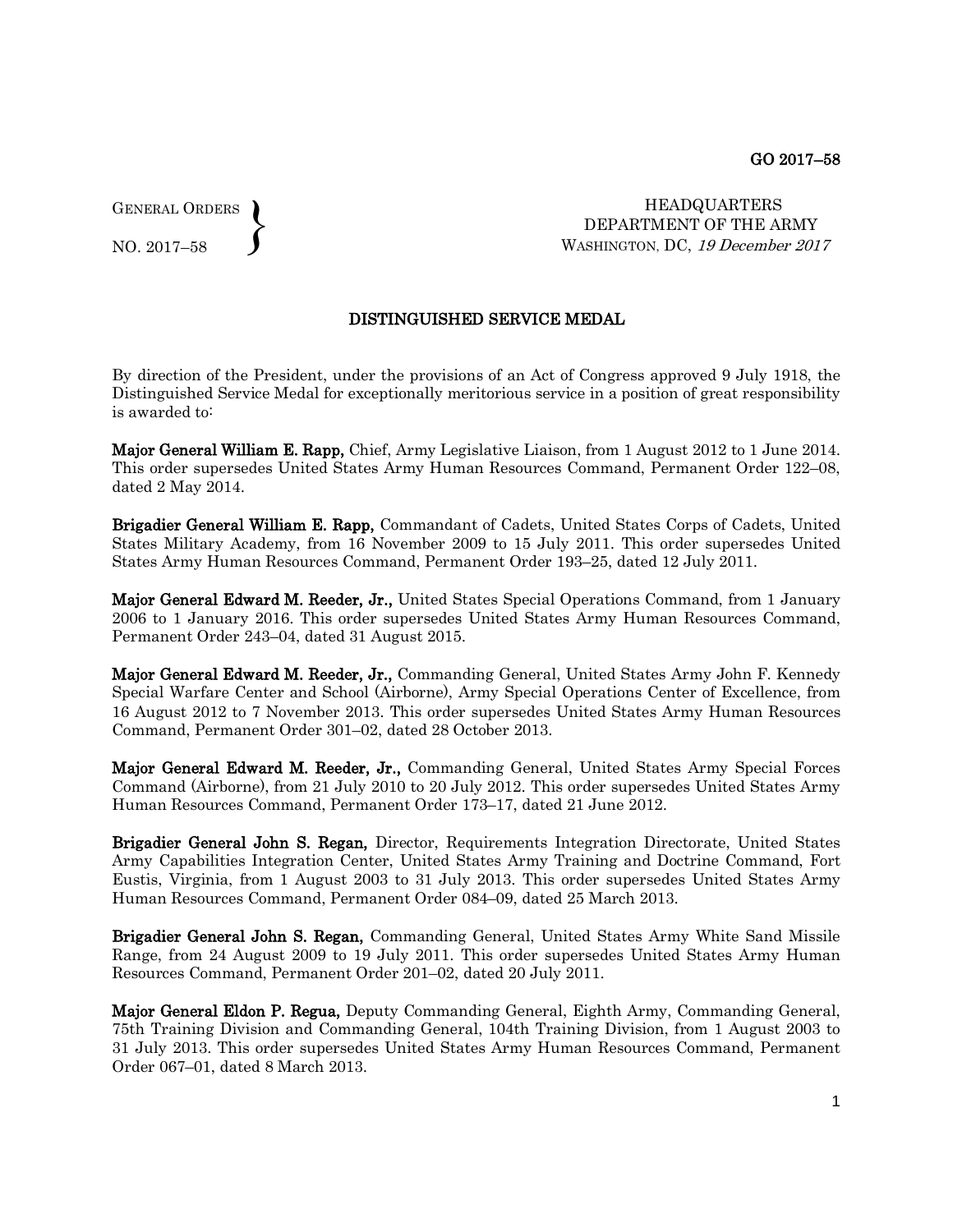GENERAL ORDERS
NO. 2017–58

HEADQUARTERS
DEPARTMENT OF THE ARMY
WASHINGTON, DC, *19 December 2017*

## DISTINGUISHED SERVICE MEDAL

By direction of the President, under the provisions of an Act of Congress approved 9 July 1918, the Distinguished Service Medal for exceptionally meritorious service in a position of great responsibility is awarded to:

**Major General William E. Rapp,** Chief, Army Legislative Liaison, from 1 August 2012 to 1 June 2014. This order supersedes United States Army Human Resources Command, Permanent Order 122–08, dated 2 May 2014.

**Brigadier General William E. Rapp,** Commandant of Cadets, United States Corps of Cadets, United States Military Academy, from 16 November 2009 to 15 July 2011. This order supersedes United States Army Human Resources Command, Permanent Order 193–25, dated 12 July 2011.

**Major General Edward M. Reeder, Jr.,** United States Special Operations Command, from 1 January 2006 to 1 January 2016. This order supersedes United States Army Human Resources Command, Permanent Order 243–04, dated 31 August 2015.

**Major General Edward M. Reeder, Jr.,** Commanding General, United States Army John F. Kennedy Special Warfare Center and School (Airborne), Army Special Operations Center of Excellence, from 16 August 2012 to 7 November 2013. This order supersedes United States Army Human Resources Command, Permanent Order 301–02, dated 28 October 2013.

**Major General Edward M. Reeder, Jr.,** Commanding General, United States Army Special Forces Command (Airborne), from 21 July 2010 to 20 July 2012. This order supersedes United States Army Human Resources Command, Permanent Order 173–17, dated 21 June 2012.

**Brigadier General John S. Regan,** Director, Requirements Integration Directorate, United States Army Capabilities Integration Center, United States Army Training and Doctrine Command, Fort Eustis, Virginia, from 1 August 2003 to 31 July 2013. This order supersedes United States Army Human Resources Command, Permanent Order 084–09, dated 25 March 2013.

**Brigadier General John S. Regan,** Commanding General, United States Army White Sand Missile Range, from 24 August 2009 to 19 July 2011. This order supersedes United States Army Human Resources Command, Permanent Order 201–02, dated 20 July 2011.

**Major General Eldon P. Regua,** Deputy Commanding General, Eighth Army, Commanding General, 75th Training Division and Commanding General, 104th Training Division, from 1 August 2003 to 31 July 2013. This order supersedes United States Army Human Resources Command, Permanent Order 067–01, dated 8 March 2013.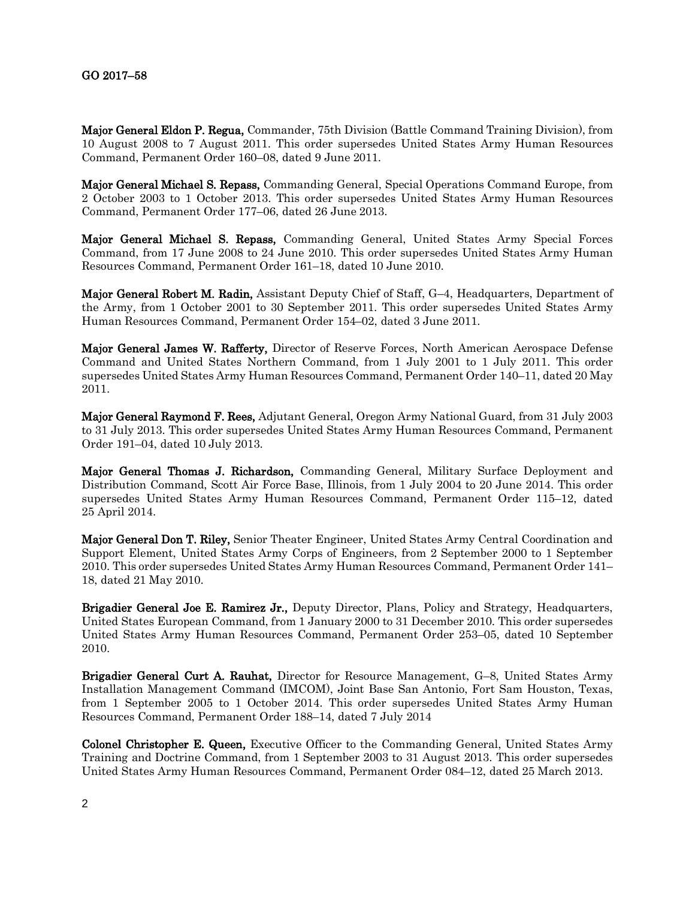**Major General Eldon P. Regua,** Commander, 75th Division (Battle Command Training Division), from 10 August 2008 to 7 August 2011. This order supersedes United States Army Human Resources Command, Permanent Order 160–08, dated 9 June 2011.

**Major General Michael S. Repass,** Commanding General, Special Operations Command Europe, from 2 October 2003 to 1 October 2013. This order supersedes United States Army Human Resources Command, Permanent Order 177–06, dated 26 June 2013.

**Major General Michael S. Repass,** Commanding General, United States Army Special Forces Command, from 17 June 2008 to 24 June 2010. This order supersedes United States Army Human Resources Command, Permanent Order 161–18, dated 10 June 2010.

**Major General Robert M. Radin,** Assistant Deputy Chief of Staff, G–4, Headquarters, Department of the Army, from 1 October 2001 to 30 September 2011. This order supersedes United States Army Human Resources Command, Permanent Order 154–02, dated 3 June 2011.

**Major General James W. Rafferty,** Director of Reserve Forces, North American Aerospace Defense Command and United States Northern Command, from 1 July 2001 to 1 July 2011. This order supersedes United States Army Human Resources Command, Permanent Order 140–11, dated 20 May 2011.

**Major General Raymond F. Rees,** Adjutant General, Oregon Army National Guard, from 31 July 2003 to 31 July 2013. This order supersedes United States Army Human Resources Command, Permanent Order 191–04, dated 10 July 2013.

**Major General Thomas J. Richardson,** Commanding General, Military Surface Deployment and Distribution Command, Scott Air Force Base, Illinois, from 1 July 2004 to 20 June 2014. This order supersedes United States Army Human Resources Command, Permanent Order 115–12, dated 25 April 2014.

**Major General Don T. Riley,** Senior Theater Engineer, United States Army Central Coordination and Support Element, United States Army Corps of Engineers, from 2 September 2000 to 1 September 2010. This order supersedes United States Army Human Resources Command, Permanent Order 141–18, dated 21 May 2010.

**Brigadier General Joe E. Ramirez Jr.,** Deputy Director, Plans, Policy and Strategy, Headquarters, United States European Command, from 1 January 2000 to 31 December 2010. This order supersedes United States Army Human Resources Command, Permanent Order 253–05, dated 10 September 2010.

**Brigadier General Curt A. Rauhat,** Director for Resource Management, G–8, United States Army Installation Management Command (IMCOM), Joint Base San Antonio, Fort Sam Houston, Texas, from 1 September 2005 to 1 October 2014. This order supersedes United States Army Human Resources Command, Permanent Order 188–14, dated 7 July 2014

**Colonel Christopher E. Queen,** Executive Officer to the Commanding General, United States Army Training and Doctrine Command, from 1 September 2003 to 31 August 2013. This order supersedes United States Army Human Resources Command, Permanent Order 084–12, dated 25 March 2013.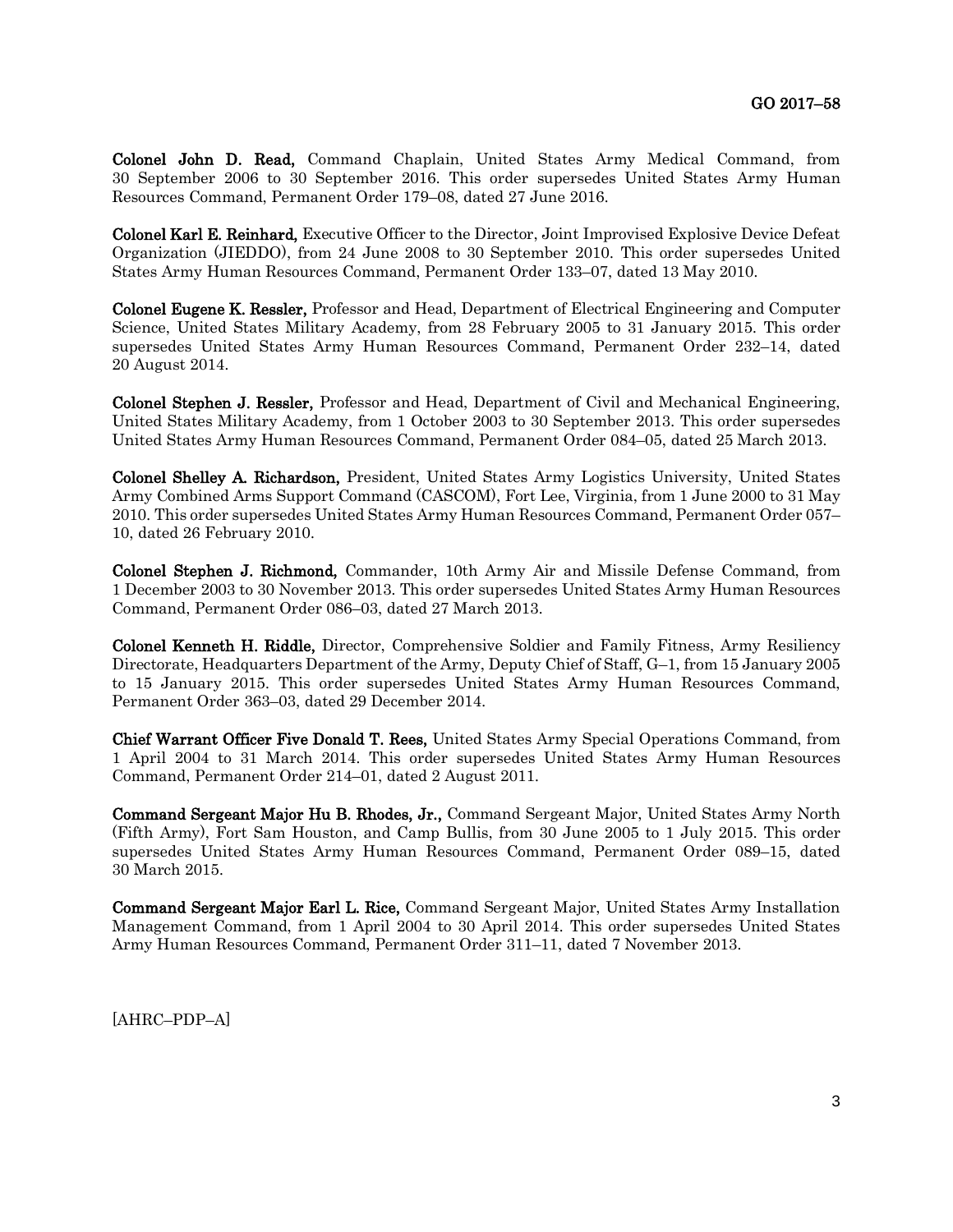**Colonel John D. Read,** Command Chaplain, United States Army Medical Command, from 30 September 2006 to 30 September 2016. This order supersedes United States Army Human Resources Command, Permanent Order 179–08, dated 27 June 2016.

**Colonel Karl E. Reinhard,** Executive Officer to the Director, Joint Improvised Explosive Device Defeat Organization (JIEDDO), from 24 June 2008 to 30 September 2010. This order supersedes United States Army Human Resources Command, Permanent Order 133–07, dated 13 May 2010.

**Colonel Eugene K. Ressler,** Professor and Head, Department of Electrical Engineering and Computer Science, United States Military Academy, from 28 February 2005 to 31 January 2015. This order supersedes United States Army Human Resources Command, Permanent Order 232–14, dated 20 August 2014.

**Colonel Stephen J. Ressler,** Professor and Head, Department of Civil and Mechanical Engineering, United States Military Academy, from 1 October 2003 to 30 September 2013. This order supersedes United States Army Human Resources Command, Permanent Order 084–05, dated 25 March 2013.

**Colonel Shelley A. Richardson,** President, United States Army Logistics University, United States Army Combined Arms Support Command (CASCOM), Fort Lee, Virginia, from 1 June 2000 to 31 May 2010. This order supersedes United States Army Human Resources Command, Permanent Order 057–10, dated 26 February 2010.

**Colonel Stephen J. Richmond,** Commander, 10th Army Air and Missile Defense Command, from 1 December 2003 to 30 November 2013. This order supersedes United States Army Human Resources Command, Permanent Order 086–03, dated 27 March 2013.

**Colonel Kenneth H. Riddle,** Director, Comprehensive Soldier and Family Fitness, Army Resiliency Directorate, Headquarters Department of the Army, Deputy Chief of Staff, G–1, from 15 January 2005 to 15 January 2015. This order supersedes United States Army Human Resources Command, Permanent Order 363–03, dated 29 December 2014.

**Chief Warrant Officer Five Donald T. Rees,** United States Army Special Operations Command, from 1 April 2004 to 31 March 2014. This order supersedes United States Army Human Resources Command, Permanent Order 214–01, dated 2 August 2011.

**Command Sergeant Major Hu B. Rhodes, Jr.,** Command Sergeant Major, United States Army North (Fifth Army), Fort Sam Houston, and Camp Bullis, from 30 June 2005 to 1 July 2015. This order supersedes United States Army Human Resources Command, Permanent Order 089–15, dated 30 March 2015.

**Command Sergeant Major Earl L. Rice,** Command Sergeant Major, United States Army Installation Management Command, from 1 April 2004 to 30 April 2014. This order supersedes United States Army Human Resources Command, Permanent Order 311–11, dated 7 November 2013.

[AHRC–PDP–A]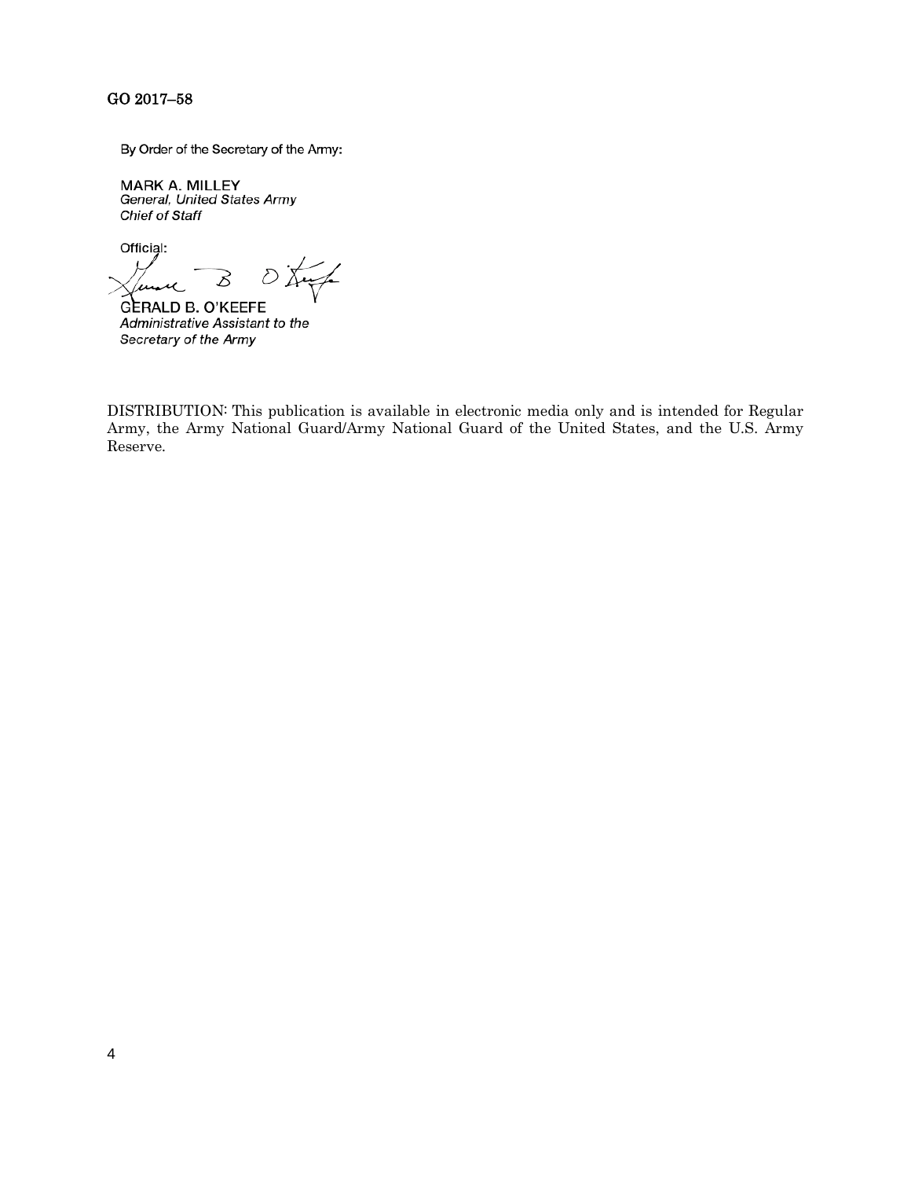By Order of the Secretary of the Army:

MARK A. MILLEY
*General, United States Army*
*Chief of Staff*

Official:

GERALD B. O'KEEFE
*Administrative Assistant to the*
*Secretary of the Army*

DISTRIBUTION: This publication is available in electronic media only and is intended for Regular Army, the Army National Guard/Army National Guard of the United States, and the U.S. Army Reserve.